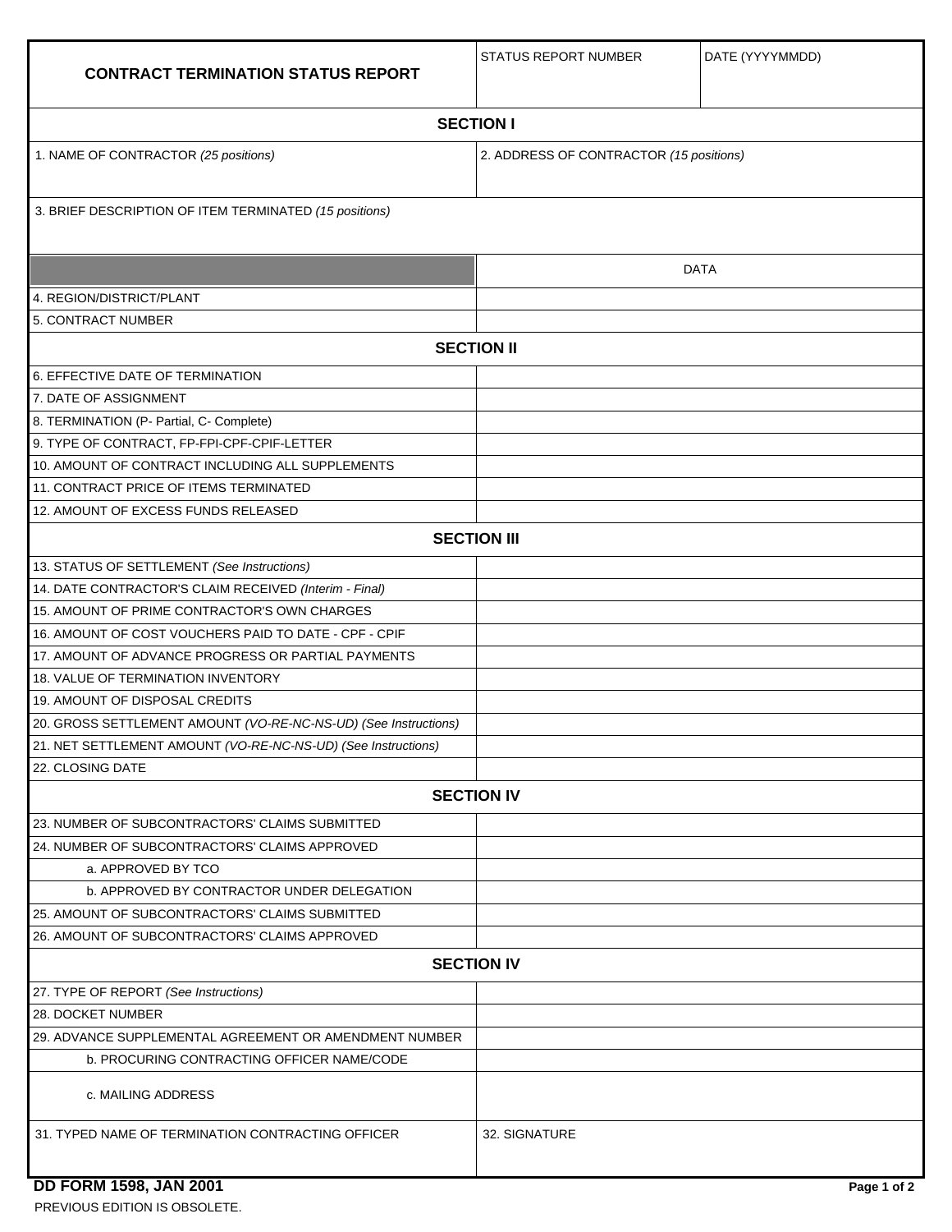| CONTRACT TERMINATION STATUS REPORT | STATUS REPORT NUMBER | DATE (YYYYMMDD) |
|---|---|---|

**SECTION I**

| 1. NAME OF CONTRACTOR *(25 positions)* | 2. ADDRESS OF CONTRACTOR *(15 positions)* |
|---|---|
| 3. BRIEF DESCRIPTION OF ITEM TERMINATED *(15 positions)* | |

| | DATA |
|---|---|
| 4. REGION/DISTRICT/PLANT | |
| 5. CONTRACT NUMBER | |
| **SECTION II** | |
| 6. EFFECTIVE DATE OF TERMINATION | |
| 7. DATE OF ASSIGNMENT | |
| 8. TERMINATION (P- Partial, C- Complete) | |
| 9. TYPE OF CONTRACT, FP-FPI-CPF-CPIF-LETTER | |
| 10. AMOUNT OF CONTRACT INCLUDING ALL SUPPLEMENTS | |
| 11. CONTRACT PRICE OF ITEMS TERMINATED | |
| 12. AMOUNT OF EXCESS FUNDS RELEASED | |
| **SECTION III** | |
| 13. STATUS OF SETTLEMENT *(See Instructions)* | |
| 14. DATE CONTRACTOR'S CLAIM RECEIVED *(Interim - Final)* | |
| 15. AMOUNT OF PRIME CONTRACTOR'S OWN CHARGES | |
| 16. AMOUNT OF COST VOUCHERS PAID TO DATE - CPF - CPIF | |
| 17. AMOUNT OF ADVANCE PROGRESS OR PARTIAL PAYMENTS | |
| 18. VALUE OF TERMINATION INVENTORY | |
| 19. AMOUNT OF DISPOSAL CREDITS | |
| 20. GROSS SETTLEMENT AMOUNT *(VO-RE-NC-NS-UD) (See Instructions)* | |
| 21. NET SETTLEMENT AMOUNT *(VO-RE-NC-NS-UD) (See Instructions)* | |
| 22. CLOSING DATE | |
| **SECTION IV** | |
| 23. NUMBER OF SUBCONTRACTORS' CLAIMS SUBMITTED | |
| 24. NUMBER OF SUBCONTRACTORS' CLAIMS APPROVED | |
| a. APPROVED BY TCO | |
| b. APPROVED BY CONTRACTOR UNDER DELEGATION | |
| 25. AMOUNT OF SUBCONTRACTORS' CLAIMS SUBMITTED | |
| 26. AMOUNT OF SUBCONTRACTORS' CLAIMS APPROVED | |
| **SECTION IV** | |
| 27. TYPE OF REPORT *(See Instructions)* | |
| 28. DOCKET NUMBER | |
| 29. ADVANCE SUPPLEMENTAL AGREEMENT OR AMENDMENT NUMBER | |
| b. PROCURING CONTRACTING OFFICER NAME/CODE | |
| c. MAILING ADDRESS | |
| 31. TYPED NAME OF TERMINATION CONTRACTING OFFICER | 32. SIGNATURE |

**DD FORM 1598, JAN 2001**

PREVIOUS EDITION IS OBSOLETE.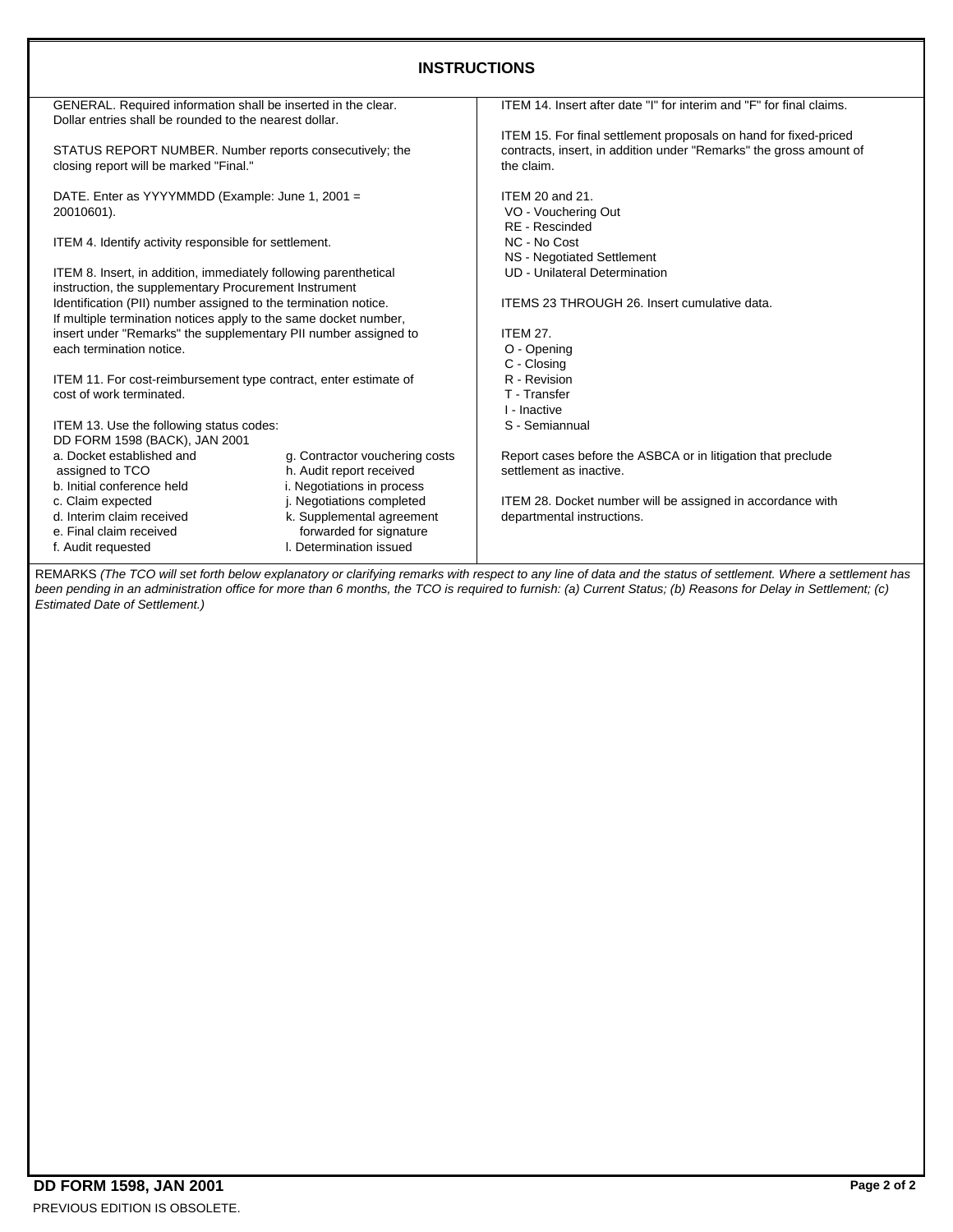## INSTRUCTIONS

GENERAL. Required information shall be inserted in the clear. Dollar entries shall be rounded to the nearest dollar.

STATUS REPORT NUMBER. Number reports consecutively; the closing report will be marked "Final."

DATE. Enter as YYYYMMDD (Example: June 1, 2001 = 20010601).

ITEM 4. Identify activity responsible for settlement.

ITEM 8. Insert, in addition, immediately following parenthetical instruction, the supplementary Procurement Instrument Identification (PII) number assigned to the termination notice. If multiple termination notices apply to the same docket number, insert under "Remarks" the supplementary PII number assigned to each termination notice.

ITEM 11. For cost-reimbursement type contract, enter estimate of cost of work terminated.

ITEM 13. Use the following status codes:
DD FORM 1598 (BACK), JAN 2001

a. Docket established and assigned to TCO
b. Initial conference held
c. Claim expected
d. Interim claim received
e. Final claim received
f. Audit requested
g. Contractor vouchering costs
h. Audit report received
i. Negotiations in process
j. Negotiations completed
k. Supplemental agreement forwarded for signature
l. Determination issued

ITEM 14. Insert after date "I" for interim and "F" for final claims.

ITEM 15. For final settlement proposals on hand for fixed-priced contracts, insert, in addition under "Remarks" the gross amount of the claim.

ITEM 20 and 21.
VO - Vouchering Out
RE - Rescinded
NC - No Cost
NS - Negotiated Settlement
UD - Unilateral Determination

ITEMS 23 THROUGH 26. Insert cumulative data.

ITEM 27.
O - Opening
C - Closing
R - Revision
T - Transfer
I - Inactive
S - Semiannual

Report cases before the ASBCA or in litigation that preclude settlement as inactive.

ITEM 28. Docket number will be assigned in accordance with departmental instructions.

REMARKS *(The TCO will set forth below explanatory or clarifying remarks with respect to any line of data and the status of settlement. Where a settlement has been pending in an administration office for more than 6 months, the TCO is required to furnish: (a) Current Status; (b) Reasons for Delay in Settlement; (c) Estimated Date of Settlement.)*

**DD FORM 1598, JAN 2001**

PREVIOUS EDITION IS OBSOLETE.